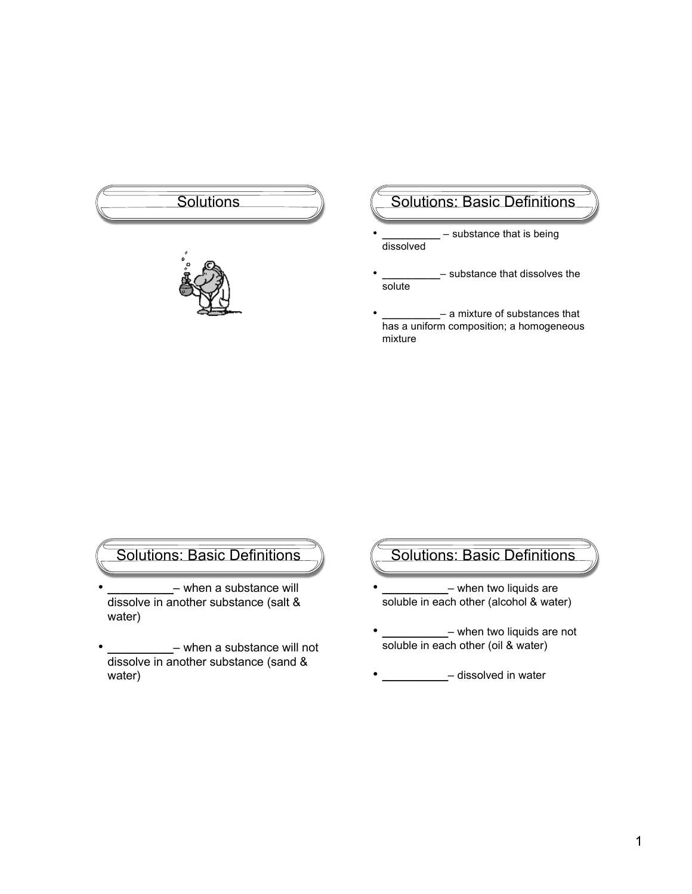## Solutions

## Solutions: Basic Definitions

- __________ – substance that is being dissolved
- __________– substance that dissolves the solute
- __________– a mixture of substances that has a uniform composition; a homogeneous mixture

## Solutions: Basic Definitions

- __________– when a substance will dissolve in another substance (salt & water)
- __________– when a substance will not dissolve in another substance (sand & water)

## Solutions: Basic Definitions

- __________– when two liquids are soluble in each other (alcohol & water)
- __________– when two liquids are not soluble in each other (oil & water)
- __________– dissolved in water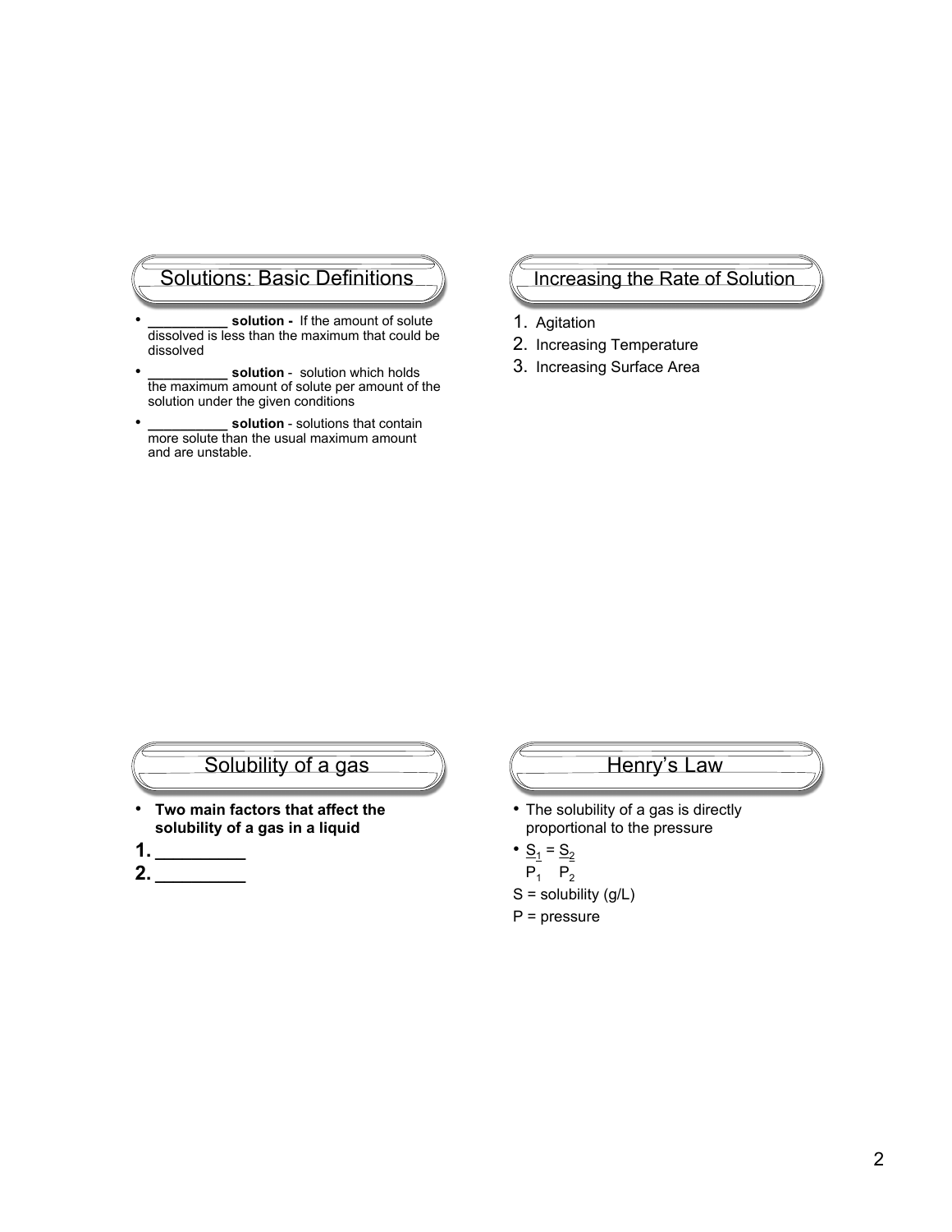## Solutions: Basic Definitions

- **__________ solution -** If the amount of solute dissolved is less than the maximum that could be dissolved
- **__________ solution** - solution which holds the maximum amount of solute per amount of the solution under the given conditions
- **__________ solution** - solutions that contain more solute than the usual maximum amount and are unstable.

## Increasing the Rate of Solution

1. Agitation
2. Increasing Temperature
3. Increasing Surface Area

## Solubility of a gas

- **Two main factors that affect the solubility of a gas in a liquid**

**1. _________**

**2. _________**

## Henry's Law

- The solubility of a gas is directly proportional to the pressure
- $\frac{S_1}{P_1} = \frac{S_2}{P_2}$

S = solubility (g/L)

P = pressure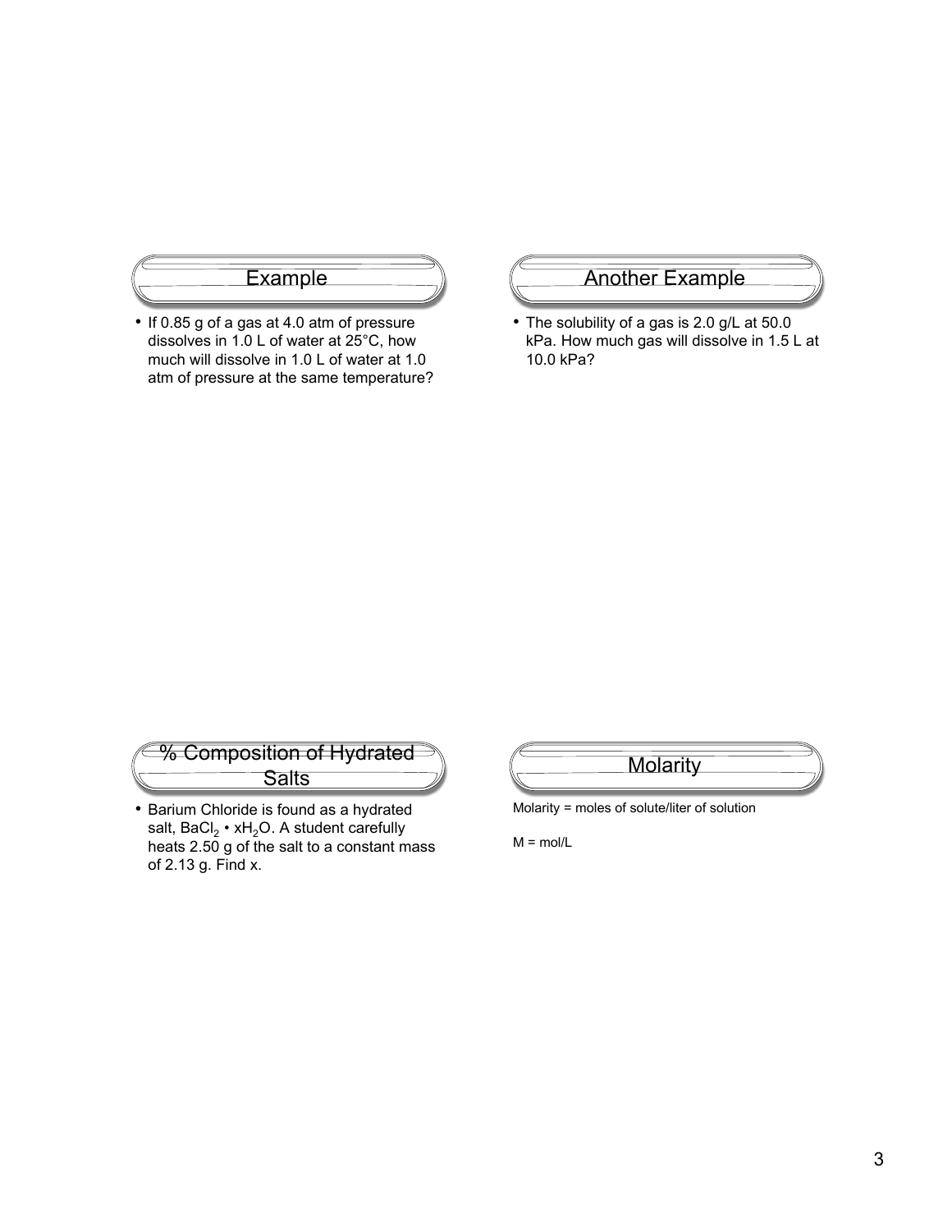## Example

- If 0.85 g of a gas at 4.0 atm of pressure dissolves in 1.0 L of water at 25°C, how much will dissolve in 1.0 L of water at 1.0 atm of pressure at the same temperature?

## Another Example

- The solubility of a gas is 2.0 g/L at 50.0 kPa. How much gas will dissolve in 1.5 L at 10.0 kPa?

## % Composition of Hydrated Salts

- Barium Chloride is found as a hydrated salt, $BaCl_2 \cdot xH_2O$. A student carefully heats 2.50 g of the salt to a constant mass of 2.13 g. Find x.

## Molarity

Molarity = moles of solute/liter of solution

M = mol/L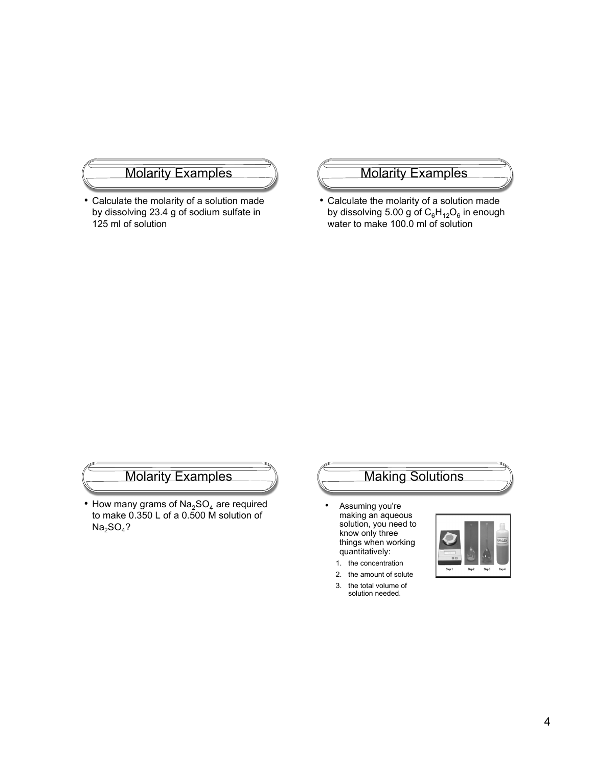## Molarity Examples

- Calculate the molarity of a solution made by dissolving 23.4 g of sodium sulfate in 125 ml of solution

## Molarity Examples

- Calculate the molarity of a solution made by dissolving 5.00 g of $C_6H_{12}O_6$ in enough water to make 100.0 ml of solution

## Molarity Examples

- How many grams of $Na_2SO_4$ are required to make 0.350 L of a 0.500 M solution of $Na_2SO_4$?

## Making Solutions

- Assuming you're making an aqueous solution, you need to know only three things when working quantitatively:
  1. the concentration
  2. the amount of solute
  3. the total volume of solution needed.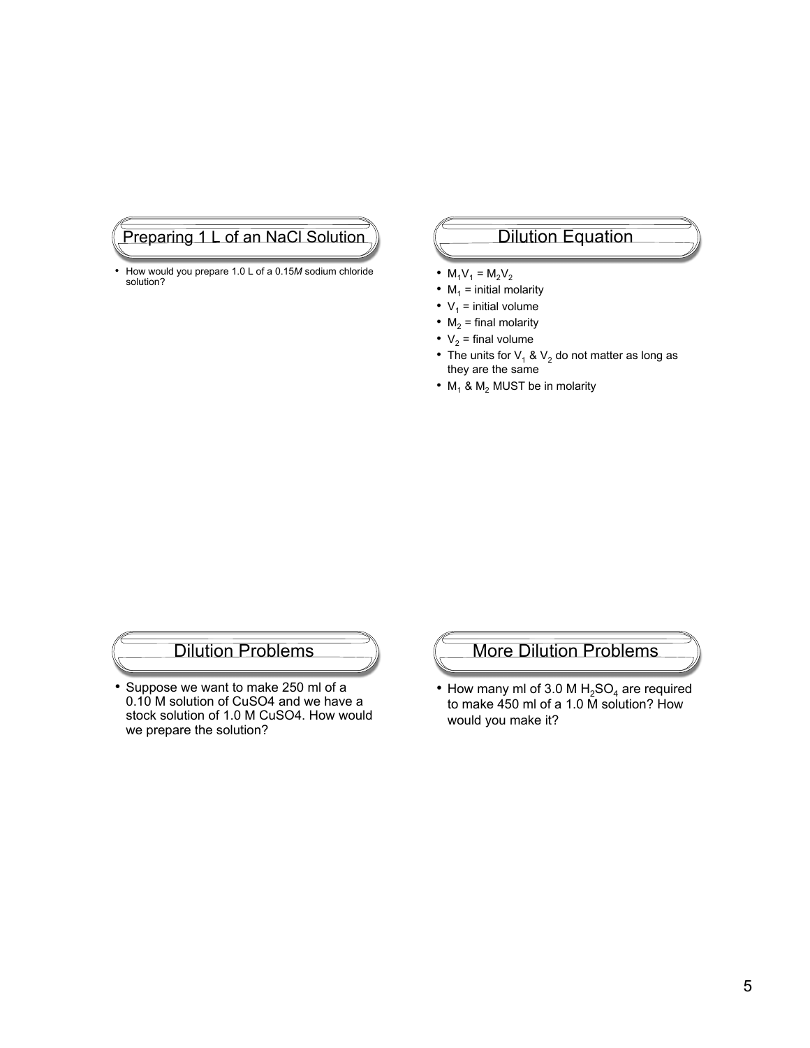## Preparing 1 L of an NaCl Solution

- How would you prepare 1.0 L of a 0.15*M* sodium chloride solution?

## Dilution Equation

- $M_1V_1 = M_2V_2$
- $M_1$ = initial molarity
- $V_1$ = initial volume
- $M_2$ = final molarity
- $V_2$ = final volume
- The units for $V_1$ & $V_2$ do not matter as long as they are the same
- $M_1$ & $M_2$ MUST be in molarity

## Dilution Problems

- Suppose we want to make 250 ml of a 0.10 M solution of CuSO4 and we have a stock solution of 1.0 M CuSO4. How would we prepare the solution?

## More Dilution Problems

- How many ml of 3.0 M $H_2SO_4$ are required to make 450 ml of a 1.0 M solution? How would you make it?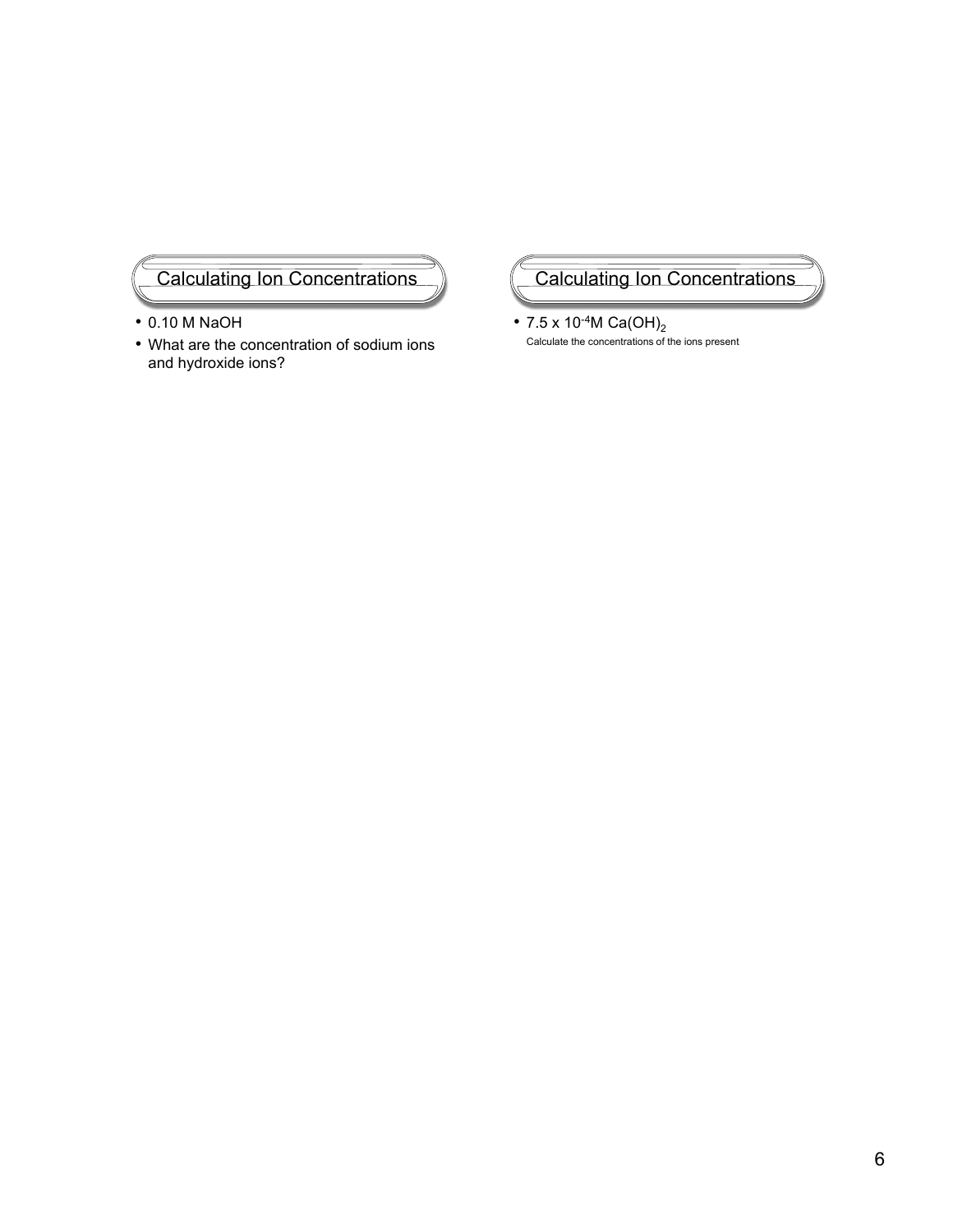## Calculating Ion Concentrations

- 0.10 M NaOH
- What are the concentration of sodium ions and hydroxide ions?

## Calculating Ion Concentrations

- $7.5 \times 10^{-4}$M $Ca(OH)_2$

  Calculate the concentrations of the ions present